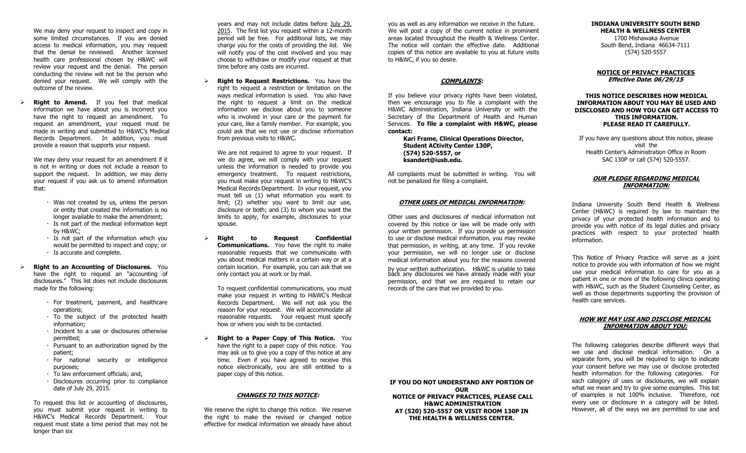We may deny your request to inspect and copy in some limited circumstances. If you are denied access to medical information, you may request that the denial be reviewed. Another licensed health care professional chosen by H&WC will review your request and the denial. The person conducting the review will not be the person who denied your request. We will comply with the outcome of the review.

- **Right to Amend.** If you feel that medical information we have about you is incorrect you have the right to request an amendment. To request an amendment, your request must be made in writing and submitted to H&WC's Medical Records Department. In addition, you must provide a reason that supports your request.

  We may deny your request for an amendment if it is not in writing or does not include a reason to support the request. In addition, we may deny your request if you ask us to amend information that:

  - Was not created by us, unless the person or entity that created the information is no longer available to make the amendment;
  - Is not part of the medical information kept by H&WC;
  - Is not part of the information which you would be permitted to inspect and copy; or
  - Is accurate and complete.

- **Right to an Accounting of Disclosures.** You have the right to request an "accounting of disclosures." This list does not include disclosures made for the following:

  - For treatment, payment, and healthcare operations;
  - To the subject of the protected health information;
  - Incident to a use or disclosures otherwise permitted;
  - Pursuant to an authorization signed by the patient;
  - For national security or intelligence purposes;
  - To law enforcement officials; and,
  - Disclosures occurring prior to compliance date of July 29, 2015.

  To request this list or accounting of disclosures, you must submit your request in writing to H&WC's Medical Records Department. Your request must state a time period that may not be longer than six years and may not include dates before July 29, 2015. The first list you request within a 12-month period will be free. For additional lists, we may charge you for the costs of providing the list. We will notify you of the cost involved and you may choose to withdraw or modify your request at that time before any costs are incurred.

- **Right to Request Restrictions.** You have the right to request a restriction or limitation on the ways medical information is used. You also have the right to request a limit on the medical information we disclose about you to someone who is involved in your care or the payment for your care, like a family member. For example, you could ask that we not use or disclose information from previous visits to H&WC.

  We are not required to agree to your request. If we do agree, we will comply with your request unless the information is needed to provide you emergency treatment. To request restrictions, you must make your request in writing to H&WC's Medical Records Department. In your request, you must tell us (1) what information you want to limit; (2) whether you want to limit our use, disclosure or both; and (3) to whom you want the limits to apply, for example, disclosures to your spouse.

- **Right to Request Confidential Communications.** You have the right to make reasonable requests that we communicate with you about medical matters in a certain way or at a certain location. For example, you can ask that we only contact you at work or by mail.

  To request confidential communications, you must make your request in writing to H&WC's Medical Records Department. We will not ask you the reason for your request. We will accommodate all reasonable requests. Your request must specify how or where you wish to be contacted.

- **Right to a Paper Copy of This Notice.** You have the right to a paper copy of this notice. You may ask us to give you a copy of this notice at any time. Even if you have agreed to receive this notice electronically, you are still entitled to a paper copy of this notice.

## ***CHANGES TO THIS NOTICE:***

We reserve the right to change this notice. We reserve the right to make the revised or changed notice effective for medical information we already have about you as well as any information we receive in the future. We will post a copy of the current notice in prominent areas located throughout the Health & Wellness Center. The notice will contain the effective date. Additional copies of this notice are available to you at future visits to H&WC, if you so desire.

## ***COMPLAINTS:***

If you believe your privacy rights have been violated, then we encourage you to file a complaint with the H&WC Administration, Indiana University or with the Secretary of the Department of Health and Human Services. **To file a complaint with H&WC, please contact:**

**Kari Frame, Clinical Operations Director,**
**Student ACtivity Center 130P,**
**(574) 520-5557, or**
**ksandert@iusb.edu.**

All complaints must be submitted in writing. You will not be penalized for filing a complaint.

## ***OTHER USES OF MEDICAL INFORMATION:***

Other uses and disclosures of medical information not covered by this notice or law will be made only with your written permission. If you provide us permission to use or disclose medical information, you may revoke that permission, in writing, at any time. If you revoke your permission, we will no longer use or disclose medical information about you for the reasons covered by your written authorization. H&WC is unable to take back any disclosures we have already made with your permission, and that we are required to retain our records of the care that we provided to you.

**IF YOU DO NOT UNDERSTAND ANY PORTION OF OUR NOTICE OF PRIVACY PRACTICES, PLEASE CALL H&WC ADMINISTRATION AT (520) 520-5557 OR VISIT ROOM 130P IN THE HEALTH & WELLNESS CENTER.**

**INDIANA UNIVERSITY SOUTH BEND**
**HEALTH & WELLNESS CENTER**
1700 Mishawaka Avenue
South Bend, Indiana 46634-7111
(574) 520-5557

# NOTICE OF PRIVACY PRACTICES

***Effective Date: 06/29/15***

**THIS NOTICE DESCRIBES HOW MEDICAL INFORMATION ABOUT YOU MAY BE USED AND DISCLOSED AND HOW YOU CAN GET ACCESS TO THIS INFORMATION.**
**PLEASE READ IT CAREFULLY.**

If you have any questions about this notice, please visit the Health Center's Administration Office in Room SAC 130P or call (574) 520-5557.

## ***OUR PLEDGE REGARDING MEDICAL INFORMATION:***

Indiana University South Bend Health & Wellness Center (H&WC) is required by law to maintain the privacy of your protected health information and to provide you with notice of its legal duties and privacy practices with respect to your protected health information.

This Notice of Privacy Practice will serve as a joint notice to provide you with information of how we might use your medical information to care for you as a patient in one or more of the following clinics operating with H&WC, such as the Student Counseling Center, as well as those departments supporting the provision of health care services.

## ***HOW WE MAY USE AND DISCLOSE MEDICAL INFORMATION ABOUT YOU:***

The following categories describe different ways that we use and disclose medical information. On a separate form, you will be required to sign to indicate your consent before we may use or disclose protected health information for the following categories. For each category of uses or disclosures, we will explain what we mean and try to give some examples. This list of examples is not 100% inclusive. Therefore, not every use or disclosure in a category will be listed. However, all of the ways we are permitted to use and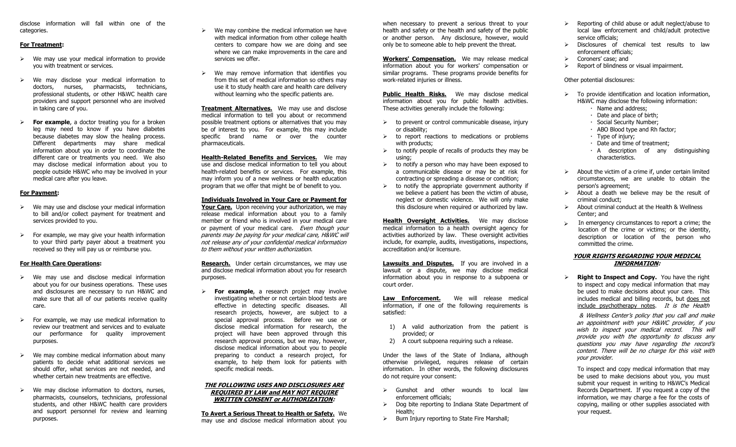disclose information will fall within one of the categories.

**For Treatment:**

- We may use your medical information to provide you with treatment or services.
- We may disclose your medical information to doctors, nurses, pharmacists, technicians, professional students, or other H&WC health care providers and support personnel who are involved in taking care of you.
- **For example**, a doctor treating you for a broken leg may need to know if you have diabetes because diabetes may slow the healing process. Different departments may share medical information about you in order to coordinate the different care or treatments you need. We also may disclose medical information about you to people outside H&WC who may be involved in your medical care after you leave.

**For Payment:**

- We may use and disclose your medical information to bill and/or collect payment for treatment and services provided to you.
- For example, we may give your health information to your third party payer about a treatment you received so they will pay us or reimburse you.

**For Health Care Operations:**

- We may use and disclose medical information about you for our business operations. These uses and disclosures are necessary to run H&WC and make sure that all of our patients receive quality care.
- For example, we may use medical information to review our treatment and services and to evaluate our performance for quality improvement purposes.
- We may combine medical information about many patients to decide what additional services we should offer, what services are not needed, and whether certain new treatments are effective.
- We may disclose information to doctors, nurses, pharmacists, counselors, technicians, professional students, and other H&WC health care providers and support personnel for review and learning purposes.
- We may combine the medical information we have with medical information from other college health centers to compare how we are doing and see where we can make improvements in the care and services we offer.
- We may remove information that identifies you from this set of medical information so others may use it to study health care and health care delivery without learning who the specific patients are.

**Treatment Alternatives.** We may use and disclose medical information to tell you about or recommend possible treatment options or alternatives that you may be of interest to you. For example, this may include specific brand name or over the counter pharmaceuticals.

**Health-Related Benefits and Services.** We may use and disclose medical information to tell you about health-related benefits or services. For example, this may inform you of a new wellness or health education program that we offer that might be of benefit to you.

**Individuals Involved in Your Care or Payment for Your Care.** Upon receiving your authorization, we may release medical information about you to a family member or friend who is involved in your medical care or payment of your medical care. *Even though your parents may be paying for your medical care, H&WC will not release any of your confidential medical information to them without your written authorization.*

**Research.** Under certain circumstances, we may use and disclose medical information about you for research purposes.

- **For example**, a research project may involve investigating whether or not certain blood tests are effective in detecting specific diseases. All research projects, however, are subject to a special approval process. Before we use or disclose medical information for research, the project will have been approved through this research approval process, but we may, however, disclose medical information about you to people preparing to conduct a research project, for example, to help them look for patients with specific medical needs.

***THE FOLLOWING USES AND DISCLOSURES ARE REQUIRED BY LAW and MAY NOT REQUIRE WRITTEN CONSENT or AUTHORIZATION:***

**To Avert a Serious Threat to Health or Safety.** We may use and disclose medical information about you when necessary to prevent a serious threat to your health and safety or the health and safety of the public or another person. Any disclosure, however, would only be to someone able to help prevent the threat.

**Workers' Compensation.** We may release medical information about you for workers' compensation or similar programs. These programs provide benefits for work-related injuries or illness.

**Public Health Risks.** We may disclose medical information about you for public health activities. These activities generally include the following:

- to prevent or control communicable disease, injury or disability;
- to report reactions to medications or problems with products;
- to notify people of recalls of products they may be using;
- to notify a person who may have been exposed to a communicable disease or may be at risk for contracting or spreading a disease or condition;
- to notify the appropriate government authority if we believe a patient has been the victim of abuse, neglect or domestic violence. We will only make this disclosure when required or authorized by law.

**Health Oversight Activities.** We may disclose medical information to a health oversight agency for activities authorized by law. These oversight activities include, for example, audits, investigations, inspections, accreditation and/or licensure.

**Lawsuits and Disputes.** If you are involved in a lawsuit or a dispute, we may disclose medical information about you in response to a subpoena or court order.

**Law Enforcement.** We will release medical information, if one of the following requirements is satisfied:

1) A valid authorization from the patient is provided; or
2) A court subpoena requiring such a release.

Under the laws of the State of Indiana, although otherwise privileged, requires release of certain information. In other words, the following disclosures do not require your consent:

- Gunshot and other wounds to local law enforcement officials;
- Dog bite reporting to Indiana State Department of Health;
- Burn Injury reporting to State Fire Marshall;
- Reporting of child abuse or adult neglect/abuse to local law enforcement and child/adult protective service officials;
- Disclosures of chemical test results to law enforcement officials;
- Coroners' case; and
- Report of blindness or visual impairment.

Other potential disclosures:

- To provide identification and location information, H&WC may disclose the following information:
  - Name and address;
  - Date and place of birth;
  - Social Security Number;
  - ABO Blood type and Rh factor;
  - Type of injury;
  - Date and time of treatment;
  - A description of any distinguishing characteristics.
- About the victim of a crime if, under certain limited circumstances, we are unable to obtain the person's agreement;
- About a death we believe may be the result of criminal conduct;
- About criminal conduct at the Health & Wellness Center; and
- In emergency circumstances to report a crime; the location of the crime or victims; or the identity, description or location of the person who committed the crime.

***YOUR RIGHTS REGARDING YOUR MEDICAL INFORMATION:***

- **Right to Inspect and Copy.** You have the right to inspect and copy medical information that may be used to make decisions about your care. This includes medical and billing records, but does not include psychotherapy notes. *It is the Health & Wellness Center's policy that you call and make an appointment with your H&WC provider, if you wish to inspect your medical record. This will provide you with the opportunity to discuss any questions you may have regarding the record's content. There will be no charge for this visit with your provider.*

  To inspect and copy medical information that may be used to make decisions about you, you must submit your request in writing to H&WC's Medical Records Department. If you request a copy of the information, we may charge a fee for the costs of copying, mailing or other supplies associated with your request.